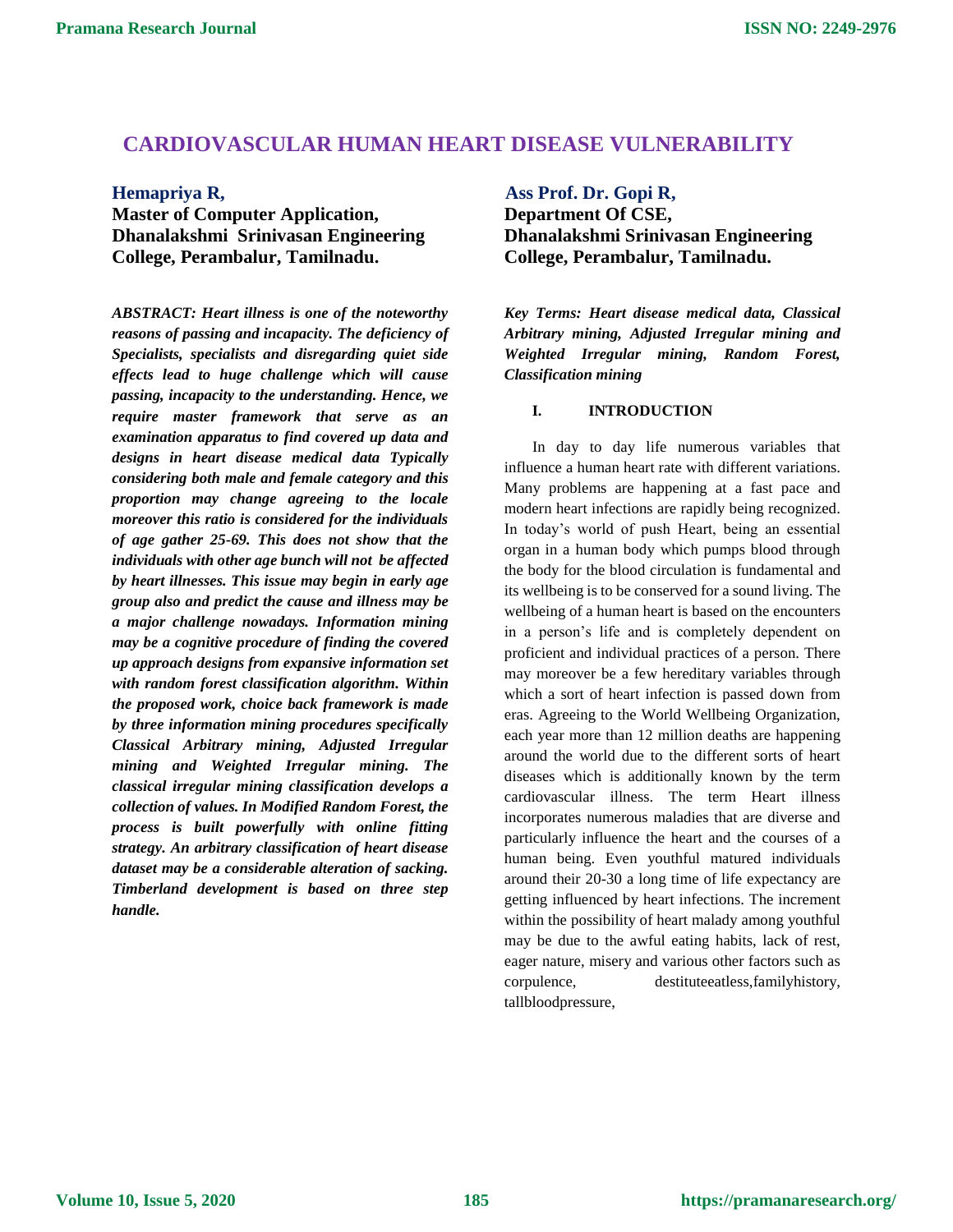// CARDIOVASCULAR HUMAN HEART DISEASE VULNERABILITY

**Hemapriya R,**
**Master of Computer Application, Dhanalakshmi Srinivasan Engineering College, Perambalur, Tamilnadu.**

**Ass Prof. Dr. Gopi R,**
**Department Of CSE, Dhanalakshmi Srinivasan Engineering College, Perambalur, Tamilnadu.**

***ABSTRACT: Heart illness is one of the noteworthy reasons of passing and incapacity. The deficiency of Specialists, specialists and disregarding quiet side effects lead to huge challenge which will cause passing, incapacity to the understanding. Hence, we require master framework that serve as an examination apparatus to find covered up data and designs in heart disease medical data Typically considering both male and female category and this proportion may change agreeing to the locale moreover this ratio is considered for the individuals of age gather 25-69. This does not show that the individuals with other age bunch will not be affected by heart illnesses. This issue may begin in early age group also and predict the cause and illness may be a major challenge nowadays. Information mining may be a cognitive procedure of finding the covered up approach designs from expansive information set with random forest classification algorithm. Within the proposed work, choice back framework is made by three information mining procedures specifically Classical Arbitrary mining, Adjusted Irregular mining and Weighted Irregular mining. The classical irregular mining classification develops a collection of values. In Modified Random Forest, the process is built powerfully with online fitting strategy. An arbitrary classification of heart disease dataset may be a considerable alteration of sacking. Timberland development is based on three step handle.***

***Key Terms: Heart disease medical data, Classical Arbitrary mining, Adjusted Irregular mining and Weighted Irregular mining, Random Forest, Classification mining***

## I. INTRODUCTION

In day to day life numerous variables that influence a human heart rate with different variations. Many problems are happening at a fast pace and modern heart infections are rapidly being recognized. In today's world of push Heart, being an essential organ in a human body which pumps blood through the body for the blood circulation is fundamental and its wellbeing is to be conserved for a sound living. The wellbeing of a human heart is based on the encounters in a person's life and is completely dependent on proficient and individual practices of a person. There may moreover be a few hereditary variables through which a sort of heart infection is passed down from eras. Agreeing to the World Wellbeing Organization, each year more than 12 million deaths are happening around the world due to the different sorts of heart diseases which is additionally known by the term cardiovascular illness. The term Heart illness incorporates numerous maladies that are diverse and particularly influence the heart and the courses of a human being. Even youthful matured individuals around their 20-30 a long time of life expectancy are getting influenced by heart infections. The increment within the possibility of heart malady among youthful may be due to the awful eating habits, lack of rest, eager nature, misery and various other factors such as corpulence, destituteeatless,familyhistory, tallbloodpressure,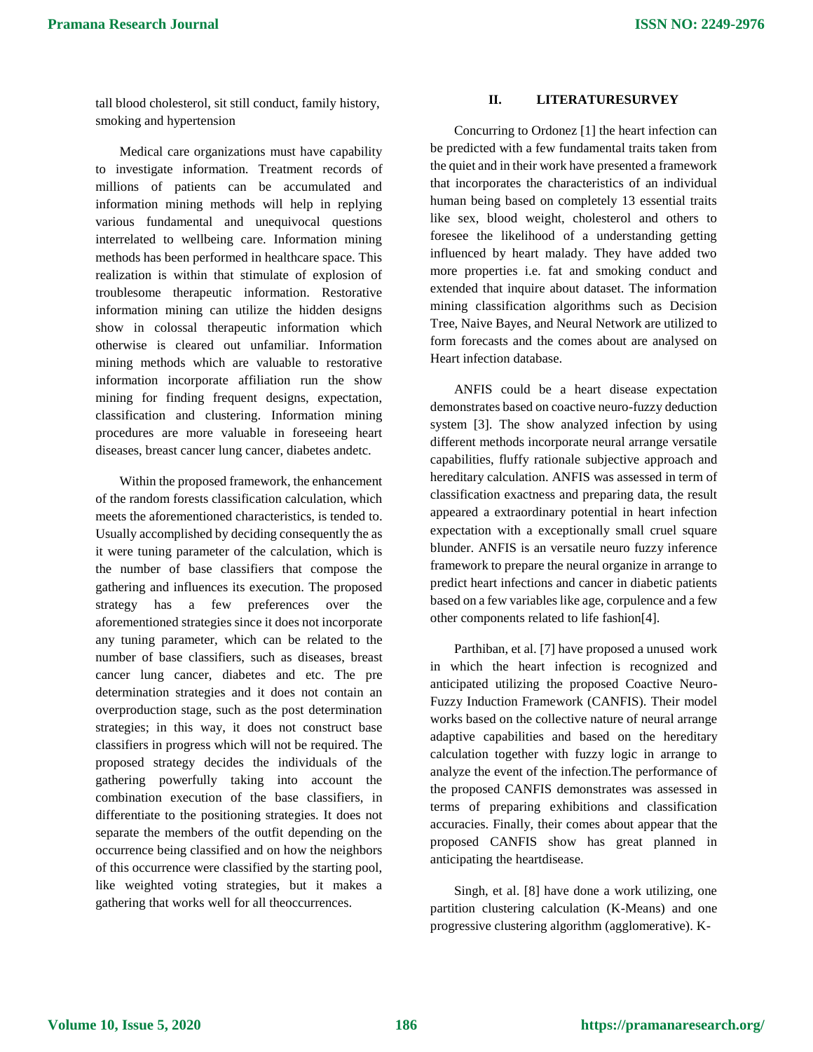tall blood cholesterol, sit still conduct, family history, smoking and hypertension

Medical care organizations must have capability to investigate information. Treatment records of millions of patients can be accumulated and information mining methods will help in replying various fundamental and unequivocal questions interrelated to wellbeing care. Information mining methods has been performed in healthcare space. This realization is within that stimulate of explosion of troublesome therapeutic information. Restorative information mining can utilize the hidden designs show in colossal therapeutic information which otherwise is cleared out unfamiliar. Information mining methods which are valuable to restorative information incorporate affiliation run the show mining for finding frequent designs, expectation, classification and clustering. Information mining procedures are more valuable in foreseeing heart diseases, breast cancer lung cancer, diabetes andetc.

Within the proposed framework, the enhancement of the random forests classification calculation, which meets the aforementioned characteristics, is tended to. Usually accomplished by deciding consequently the as it were tuning parameter of the calculation, which is the number of base classifiers that compose the gathering and influences its execution. The proposed strategy has a few preferences over the aforementioned strategies since it does not incorporate any tuning parameter, which can be related to the number of base classifiers, such as diseases, breast cancer lung cancer, diabetes and etc. The pre determination strategies and it does not contain an overproduction stage, such as the post determination strategies; in this way, it does not construct base classifiers in progress which will not be required. The proposed strategy decides the individuals of the gathering powerfully taking into account the combination execution of the base classifiers, in differentiate to the positioning strategies. It does not separate the members of the outfit depending on the occurrence being classified and on how the neighbors of this occurrence were classified by the starting pool, like weighted voting strategies, but it makes a gathering that works well for all theoccurrences.

## II. LITERATURESURVEY

Concurring to Ordonez [1] the heart infection can be predicted with a few fundamental traits taken from the quiet and in their work have presented a framework that incorporates the characteristics of an individual human being based on completely 13 essential traits like sex, blood weight, cholesterol and others to foresee the likelihood of a understanding getting influenced by heart malady. They have added two more properties i.e. fat and smoking conduct and extended that inquire about dataset. The information mining classification algorithms such as Decision Tree, Naive Bayes, and Neural Network are utilized to form forecasts and the comes about are analysed on Heart infection database.

ANFIS could be a heart disease expectation demonstrates based on coactive neuro-fuzzy deduction system [3]. The show analyzed infection by using different methods incorporate neural arrange versatile capabilities, fluffy rationale subjective approach and hereditary calculation. ANFIS was assessed in term of classification exactness and preparing data, the result appeared a extraordinary potential in heart infection expectation with a exceptionally small cruel square blunder. ANFIS is an versatile neuro fuzzy inference framework to prepare the neural organize in arrange to predict heart infections and cancer in diabetic patients based on a few variables like age, corpulence and a few other components related to life fashion[4].

Parthiban, et al. [7] have proposed a unused work in which the heart infection is recognized and anticipated utilizing the proposed Coactive Neuro-Fuzzy Induction Framework (CANFIS). Their model works based on the collective nature of neural arrange adaptive capabilities and based on the hereditary calculation together with fuzzy logic in arrange to analyze the event of the infection.The performance of the proposed CANFIS demonstrates was assessed in terms of preparing exhibitions and classification accuracies. Finally, their comes about appear that the proposed CANFIS show has great planned in anticipating the heartdisease.

Singh, et al. [8] have done a work utilizing, one partition clustering calculation (K-Means) and one progressive clustering algorithm (agglomerative). K-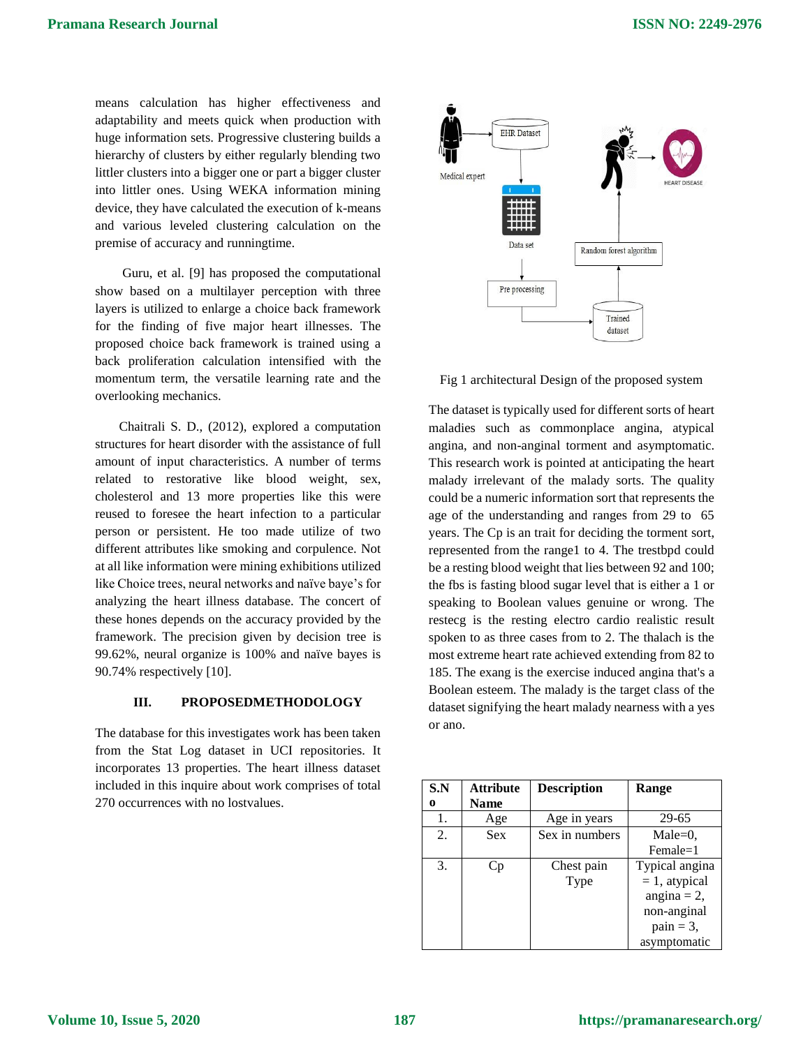means calculation has higher effectiveness and adaptability and meets quick when production with huge information sets. Progressive clustering builds a hierarchy of clusters by either regularly blending two littler clusters into a bigger one or part a bigger cluster into littler ones. Using WEKA information mining device, they have calculated the execution of k-means and various leveled clustering calculation on the premise of accuracy and runningtime.

Guru, et al. [9] has proposed the computational show based on a multilayer perception with three layers is utilized to enlarge a choice back framework for the finding of five major heart illnesses. The proposed choice back framework is trained using a back proliferation calculation intensified with the momentum term, the versatile learning rate and the overlooking mechanics.

Chaitrali S. D., (2012), explored a computation structures for heart disorder with the assistance of full amount of input characteristics. A number of terms related to restorative like blood weight, sex, cholesterol and 13 more properties like this were reused to foresee the heart infection to a particular person or persistent. He too made utilize of two different attributes like smoking and corpulence. Not at all like information were mining exhibitions utilized like Choice trees, neural networks and naïve baye's for analyzing the heart illness database. The concert of these hones depends on the accuracy provided by the framework. The precision given by decision tree is 99.62%, neural organize is 100% and naïve bayes is 90.74% respectively [10].

## III. PROPOSEDMETHODOLOGY

The database for this investigates work has been taken from the Stat Log dataset in UCI repositories. It incorporates 13 properties. The heart illness dataset included in this inquire about work comprises of total 270 occurrences with no lostvalues.

Fig 1 architectural Design of the proposed system

The dataset is typically used for different sorts of heart maladies such as commonplace angina, atypical angina, and non-anginal torment and asymptomatic. This research work is pointed at anticipating the heart malady irrelevant of the malady sorts. The quality could be a numeric information sort that represents the age of the understanding and ranges from 29 to 65 years. The Cp is an trait for deciding the torment sort, represented from the range1 to 4. The trestbpd could be a resting blood weight that lies between 92 and 100; the fbs is fasting blood sugar level that is either a 1 or speaking to Boolean values genuine or wrong. The restecg is the resting electro cardio realistic result spoken to as three cases from to 2. The thalach is the most extreme heart rate achieved extending from 82 to 185. The exang is the exercise induced angina that's a Boolean esteem. The malady is the target class of the dataset signifying the heart malady nearness with a yes or ano.

| S.No | Attribute Name | Description | Range |
|---|---|---|---|
| 1. | Age | Age in years | 29-65 |
| 2. | Sex | Sex in numbers | Male=0, Female=1 |
| 3. | Cp | Chest pain Type | Typical angina = 1, atypical angina = 2, non-anginal pain = 3, asymptomatic |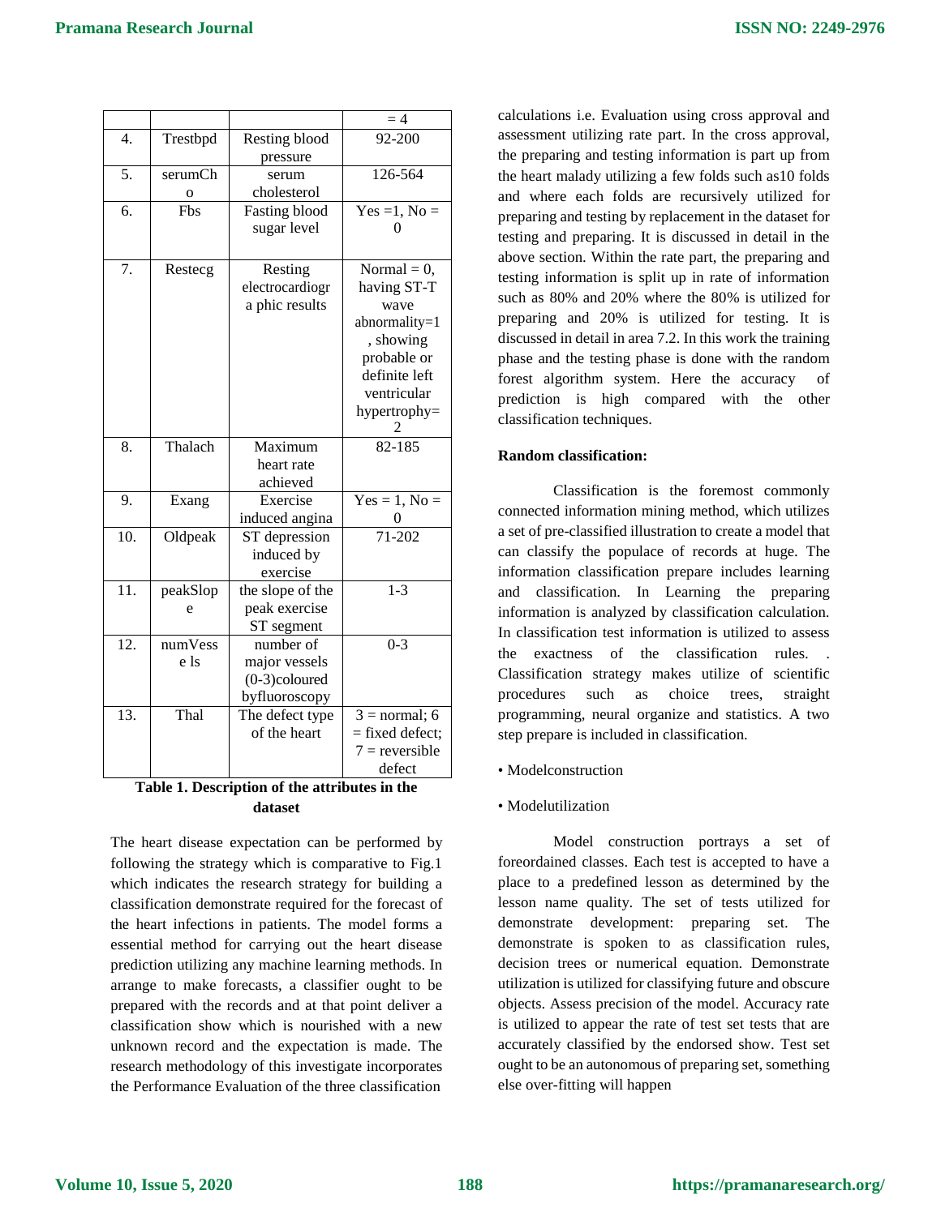| | | | = 4 |
|---|---|---|---|
| 4. | Trestbpd | Resting blood pressure | 92-200 |
| 5. | serumCho | serum cholesterol | 126-564 |
| 6. | Fbs | Fasting blood sugar level | Yes =1, No = 0 |
| 7. | Restecg | Resting electrocardiographic results | Normal = 0, having ST-T wave abnormality=1, showing probable or definite left ventricular hypertrophy=2 |
| 8. | Thalach | Maximum heart rate achieved | 82-185 |
| 9. | Exang | Exercise induced angina | Yes = 1, No = 0 |
| 10. | Oldpeak | ST depression induced by exercise | 71-202 |
| 11. | peakSlope | the slope of the peak exercise ST segment | 1-3 |
| 12. | numVesse ls | number of major vessels (0-3)coloured byfluoroscopy | 0-3 |
| 13. | Thal | The defect type of the heart | 3 = normal; 6 = fixed defect; 7 = reversible defect |

**Table 1. Description of the attributes in the dataset**

The heart disease expectation can be performed by following the strategy which is comparative to Fig.1 which indicates the research strategy for building a classification demonstrate required for the forecast of the heart infections in patients. The model forms a essential method for carrying out the heart disease prediction utilizing any machine learning methods. In arrange to make forecasts, a classifier ought to be prepared with the records and at that point deliver a classification show which is nourished with a new unknown record and the expectation is made. The research methodology of this investigate incorporates the Performance Evaluation of the three classification calculations i.e. Evaluation using cross approval and assessment utilizing rate part. In the cross approval, the preparing and testing information is part up from the heart malady utilizing a few folds such as10 folds and where each folds are recursively utilized for preparing and testing by replacement in the dataset for testing and preparing. It is discussed in detail in the above section. Within the rate part, the preparing and testing information is split up in rate of information such as 80% and 20% where the 80% is utilized for preparing and 20% is utilized for testing. It is discussed in detail in area 7.2. In this work the training phase and the testing phase is done with the random forest algorithm system. Here the accuracy of prediction is high compared with the other classification techniques.

**Random classification:**

Classification is the foremost commonly connected information mining method, which utilizes a set of pre-classified illustration to create a model that can classify the populace of records at huge. The information classification prepare includes learning and classification. In Learning the preparing information is analyzed by classification calculation. In classification test information is utilized to assess the exactness of the classification rules. . Classification strategy makes utilize of scientific procedures such as choice trees, straight programming, neural organize and statistics. A two step prepare is included in classification.

- Modelconstruction
- Modelutilization

Model construction portrays a set of foreordained classes. Each test is accepted to have a place to a predefined lesson as determined by the lesson name quality. The set of tests utilized for demonstrate development: preparing set. The demonstrate is spoken to as classification rules, decision trees or numerical equation. Demonstrate utilization is utilized for classifying future and obscure objects. Assess precision of the model. Accuracy rate is utilized to appear the rate of test set tests that are accurately classified by the endorsed show. Test set ought to be an autonomous of preparing set, something else over-fitting will happen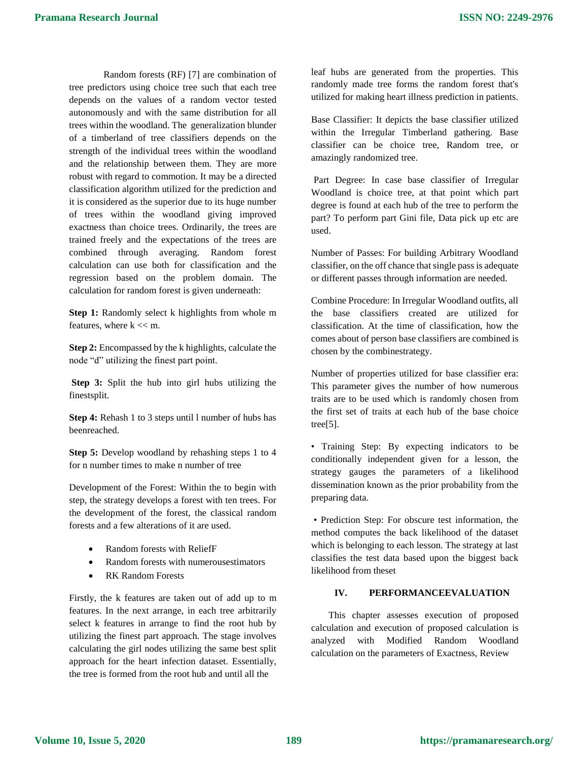Random forests (RF) [7] are combination of tree predictors using choice tree such that each tree depends on the values of a random vector tested autonomously and with the same distribution for all trees within the woodland. The generalization blunder of a timberland of tree classifiers depends on the strength of the individual trees within the woodland and the relationship between them. They are more robust with regard to commotion. It may be a directed classification algorithm utilized for the prediction and it is considered as the superior due to its huge number of trees within the woodland giving improved exactness than choice trees. Ordinarily, the trees are trained freely and the expectations of the trees are combined through averaging. Random forest calculation can use both for classification and the regression based on the problem domain. The calculation for random forest is given underneath:

**Step 1:** Randomly select k highlights from whole m features, where k << m.

**Step 2:** Encompassed by the k highlights, calculate the node "d" utilizing the finest part point.

**Step 3:** Split the hub into girl hubs utilizing the finestsplit.

**Step 4:** Rehash 1 to 3 steps until l number of hubs has beenreached.

**Step 5:** Develop woodland by rehashing steps 1 to 4 for n number times to make n number of tree

Development of the Forest: Within the to begin with step, the strategy develops a forest with ten trees. For the development of the forest, the classical random forests and a few alterations of it are used.

- Random forests with ReliefF
- Random forests with numerousestimators
- RK Random Forests

Firstly, the k features are taken out of add up to m features. In the next arrange, in each tree arbitrarily select k features in arrange to find the root hub by utilizing the finest part approach. The stage involves calculating the girl nodes utilizing the same best split approach for the heart infection dataset. Essentially, the tree is formed from the root hub and until all the leaf hubs are generated from the properties. This randomly made tree forms the random forest that's utilized for making heart illness prediction in patients.

Base Classifier: It depicts the base classifier utilized within the Irregular Timberland gathering. Base classifier can be choice tree, Random tree, or amazingly randomized tree.

Part Degree: In case base classifier of Irregular Woodland is choice tree, at that point which part degree is found at each hub of the tree to perform the part? To perform part Gini file, Data pick up etc are used.

Number of Passes: For building Arbitrary Woodland classifier, on the off chance that single pass is adequate or different passes through information are needed.

Combine Procedure: In Irregular Woodland outfits, all the base classifiers created are utilized for classification. At the time of classification, how the comes about of person base classifiers are combined is chosen by the combinestrategy.

Number of properties utilized for base classifier era: This parameter gives the number of how numerous traits are to be used which is randomly chosen from the first set of traits at each hub of the base choice tree[5].

- Training Step: By expecting indicators to be conditionally independent given for a lesson, the strategy gauges the parameters of a likelihood dissemination known as the prior probability from the preparing data.

- Prediction Step: For obscure test information, the method computes the back likelihood of the dataset which is belonging to each lesson. The strategy at last classifies the test data based upon the biggest back likelihood from theset

## IV. PERFORMANCEEVALUATION

This chapter assesses execution of proposed calculation and execution of proposed calculation is analyzed with Modified Random Woodland calculation on the parameters of Exactness, Review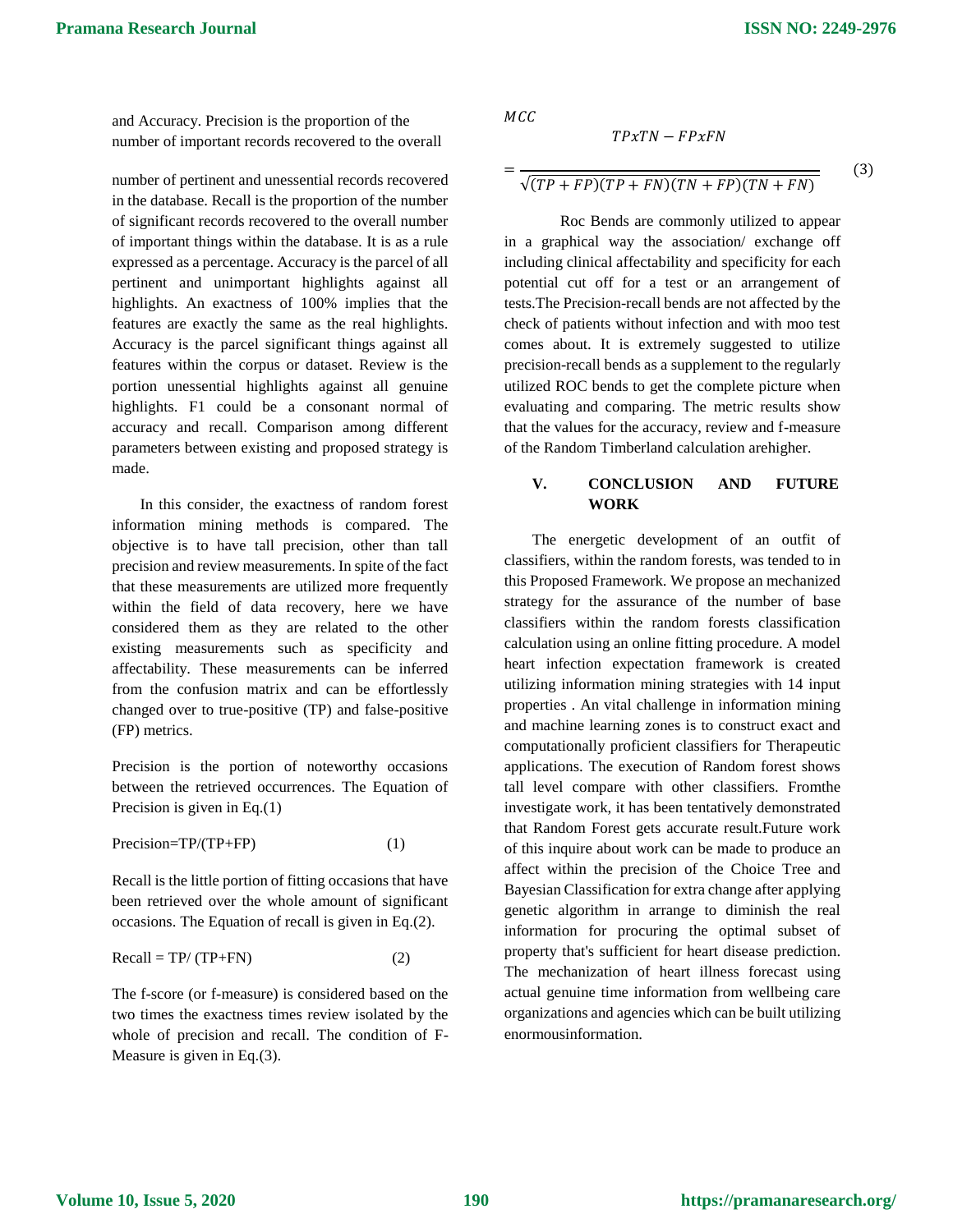and Accuracy. Precision is the proportion of the number of important records recovered to the overall

number of pertinent and unessential records recovered in the database. Recall is the proportion of the number of significant records recovered to the overall number of important things within the database. It is as a rule expressed as a percentage. Accuracy is the parcel of all pertinent and unimportant highlights against all highlights. An exactness of 100% implies that the features are exactly the same as the real highlights. Accuracy is the parcel significant things against all features within the corpus or dataset. Review is the portion unessential highlights against all genuine highlights. F1 could be a consonant normal of accuracy and recall. Comparison among different parameters between existing and proposed strategy is made.

In this consider, the exactness of random forest information mining methods is compared. The objective is to have tall precision, other than tall precision and review measurements. In spite of the fact that these measurements are utilized more frequently within the field of data recovery, here we have considered them as they are related to the other existing measurements such as specificity and affectability. These measurements can be inferred from the confusion matrix and can be effortlessly changed over to true-positive (TP) and false-positive (FP) metrics.

Precision is the portion of noteworthy occasions between the retrieved occurrences. The Equation of Precision is given in Eq.(1)

$$Precision=TP/(TP+FP) \quad (1)$$

Recall is the little portion of fitting occasions that have been retrieved over the whole amount of significant occasions. The Equation of recall is given in Eq.(2).

$$Recall = TP/(TP+FN) \quad (2)$$

The f-score (or f-measure) is considered based on the two times the exactness times review isolated by the whole of precision and recall. The condition of F-Measure is given in Eq.(3).

$$MCC = \frac{TPxTN - FPxFN}{\sqrt{(TP+FP)(TP+FN)(TN+FP)(TN+FN)}} \quad (3)$$

Roc Bends are commonly utilized to appear in a graphical way the association/ exchange off including clinical affectability and specificity for each potential cut off for a test or an arrangement of tests.The Precision-recall bends are not affected by the check of patients without infection and with moo test comes about. It is extremely suggested to utilize precision-recall bends as a supplement to the regularly utilized ROC bends to get the complete picture when evaluating and comparing. The metric results show that the values for the accuracy, review and f-measure of the Random Timberland calculation arehigher.

## V. CONCLUSION AND FUTURE WORK

The energetic development of an outfit of classifiers, within the random forests, was tended to in this Proposed Framework. We propose an mechanized strategy for the assurance of the number of base classifiers within the random forests classification calculation using an online fitting procedure. A model heart infection expectation framework is created utilizing information mining strategies with 14 input properties . An vital challenge in information mining and machine learning zones is to construct exact and computationally proficient classifiers for Therapeutic applications. The execution of Random forest shows tall level compare with other classifiers. Fromthe investigate work, it has been tentatively demonstrated that Random Forest gets accurate result.Future work of this inquire about work can be made to produce an affect within the precision of the Choice Tree and Bayesian Classification for extra change after applying genetic algorithm in arrange to diminish the real information for procuring the optimal subset of property that's sufficient for heart disease prediction. The mechanization of heart illness forecast using actual genuine time information from wellbeing care organizations and agencies which can be built utilizing enormousinformation.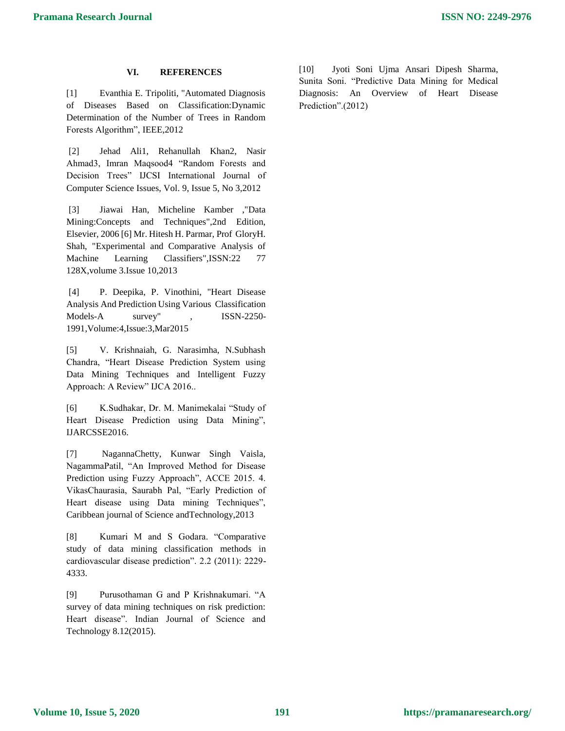## VI. REFERENCES

[1] Evanthia E. Tripoliti, "Automated Diagnosis of Diseases Based on Classification:Dynamic Determination of the Number of Trees in Random Forests Algorithm", IEEE,2012

[2] Jehad Ali1, Rehanullah Khan2, Nasir Ahmad3, Imran Maqsood4 "Random Forests and Decision Trees" IJCSI International Journal of Computer Science Issues, Vol. 9, Issue 5, No 3,2012

[3] Jiawai Han, Micheline Kamber ,"Data Mining:Concepts and Techniques",2nd Edition, Elsevier, 2006 [6] Mr. Hitesh H. Parmar, Prof GloryH. Shah, "Experimental and Comparative Analysis of Machine Learning Classifiers",ISSN:22 77 128X,volume 3.Issue 10,2013

[4] P. Deepika, P. Vinothini, "Heart Disease Analysis And Prediction Using Various Classification Models-A survey" , ISSN-2250-1991,Volume:4,Issue:3,Mar2015

[5] V. Krishnaiah, G. Narasimha, N.Subhash Chandra, "Heart Disease Prediction System using Data Mining Techniques and Intelligent Fuzzy Approach: A Review" IJCA 2016..

[6] K.Sudhakar, Dr. M. Manimekalai "Study of Heart Disease Prediction using Data Mining", IJARCSSE2016.

[7] NagannaChetty, Kunwar Singh Vaisla, NagammaPatil, "An Improved Method for Disease Prediction using Fuzzy Approach", ACCE 2015. 4. VikasChaurasia, Saurabh Pal, "Early Prediction of Heart disease using Data mining Techniques", Caribbean journal of Science andTechnology,2013

[8] Kumari M and S Godara. "Comparative study of data mining classification methods in cardiovascular disease prediction". 2.2 (2011): 2229-4333.

[9] Purusothaman G and P Krishnakumari. "A survey of data mining techniques on risk prediction: Heart disease". Indian Journal of Science and Technology 8.12(2015).

[10] Jyoti Soni Ujma Ansari Dipesh Sharma, Sunita Soni. "Predictive Data Mining for Medical Diagnosis: An Overview of Heart Disease Prediction".(2012)